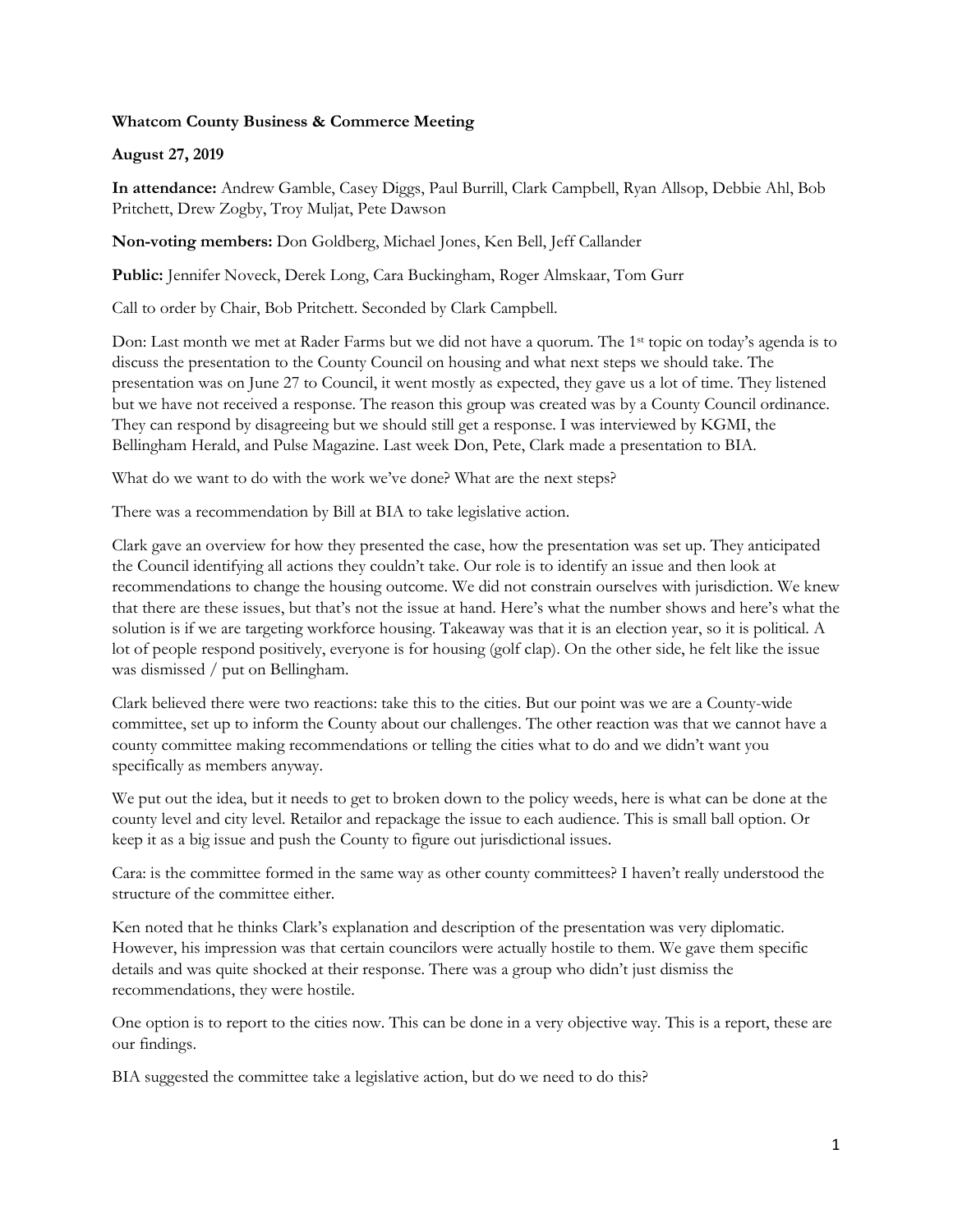**Whatcom County Business & Commerce Meeting**

**August 27, 2019**

**In attendance:** Andrew Gamble, Casey Diggs, Paul Burrill, Clark Campbell, Ryan Allsop, Debbie Ahl, Bob Pritchett, Drew Zogby, Troy Muljat, Pete Dawson

**Non-voting members:** Don Goldberg, Michael Jones, Ken Bell, Jeff Callander

**Public:** Jennifer Noveck, Derek Long, Cara Buckingham, Roger Almskaar, Tom Gurr

Call to order by Chair, Bob Pritchett. Seconded by Clark Campbell.

Don: Last month we met at Rader Farms but we did not have a quorum. The 1st topic on today's agenda is to discuss the presentation to the County Council on housing and what next steps we should take. The presentation was on June 27 to Council, it went mostly as expected, they gave us a lot of time. They listened but we have not received a response. The reason this group was created was by a County Council ordinance. They can respond by disagreeing but we should still get a response. I was interviewed by KGMI, the Bellingham Herald, and Pulse Magazine. Last week Don, Pete, Clark made a presentation to BIA.

What do we want to do with the work we've done? What are the next steps?

There was a recommendation by Bill at BIA to take legislative action.

Clark gave an overview for how they presented the case, how the presentation was set up. They anticipated the Council identifying all actions they couldn't take. Our role is to identify an issue and then look at recommendations to change the housing outcome. We did not constrain ourselves with jurisdiction. We knew that there are these issues, but that's not the issue at hand. Here's what the number shows and here's what the solution is if we are targeting workforce housing. Takeaway was that it is an election year, so it is political. A lot of people respond positively, everyone is for housing (golf clap). On the other side, he felt like the issue was dismissed / put on Bellingham.

Clark believed there were two reactions: take this to the cities. But our point was we are a County-wide committee, set up to inform the County about our challenges. The other reaction was that we cannot have a county committee making recommendations or telling the cities what to do and we didn't want you specifically as members anyway.

We put out the idea, but it needs to get to broken down to the policy weeds, here is what can be done at the county level and city level. Retailor and repackage the issue to each audience. This is small ball option. Or keep it as a big issue and push the County to figure out jurisdictional issues.

Cara: is the committee formed in the same way as other county committees? I haven't really understood the structure of the committee either.

Ken noted that he thinks Clark's explanation and description of the presentation was very diplomatic. However, his impression was that certain councilors were actually hostile to them. We gave them specific details and was quite shocked at their response. There was a group who didn't just dismiss the recommendations, they were hostile.

One option is to report to the cities now. This can be done in a very objective way. This is a report, these are our findings.

BIA suggested the committee take a legislative action, but do we need to do this?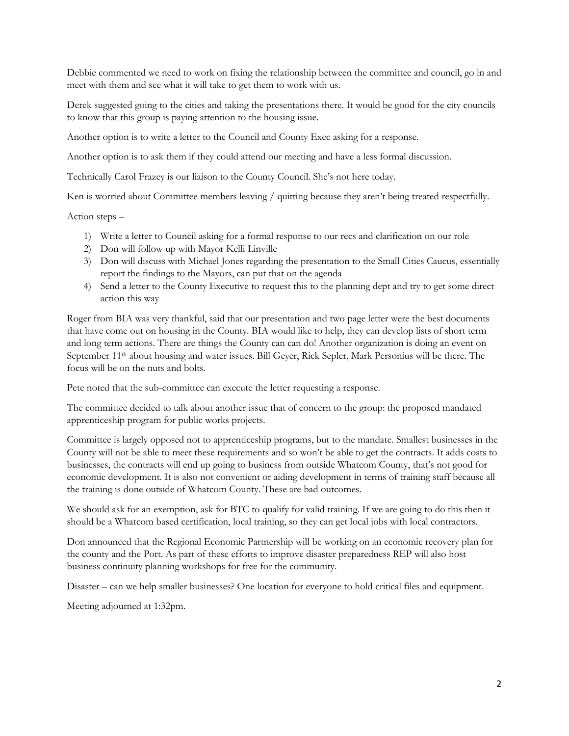Debbie commented we need to work on fixing the relationship between the committee and council, go in and meet with them and see what it will take to get them to work with us.

Derek suggested going to the cities and taking the presentations there. It would be good for the city councils to know that this group is paying attention to the housing issue.

Another option is to write a letter to the Council and County Exec asking for a response.

Another option is to ask them if they could attend our meeting and have a less formal discussion.

Technically Carol Frazey is our liaison to the County Council. She's not here today.

Ken is worried about Committee members leaving / quitting because they aren't being treated respectfully.

Action steps –

1) Write a letter to Council asking for a formal response to our recs and clarification on our role
2) Don will follow up with Mayor Kelli Linville
3) Don will discuss with Michael Jones regarding the presentation to the Small Cities Caucus, essentially report the findings to the Mayors, can put that on the agenda
4) Send a letter to the County Executive to request this to the planning dept and try to get some direct action this way

Roger from BIA was very thankful, said that our presentation and two page letter were the best documents that have come out on housing in the County. BIA would like to help, they can develop lists of short term and long term actions. There are things the County can can do! Another organization is doing an event on September 11th about housing and water issues. Bill Geyer, Rick Sepler, Mark Personius will be there. The focus will be on the nuts and bolts.

Pete noted that the sub-committee can execute the letter requesting a response.

The committee decided to talk about another issue that of concern to the group: the proposed mandated apprenticeship program for public works projects.

Committee is largely opposed not to apprenticeship programs, but to the mandate. Smallest businesses in the County will not be able to meet these requirements and so won't be able to get the contracts. It adds costs to businesses, the contracts will end up going to business from outside Whatcom County, that's not good for economic development. It is also not convenient or aiding development in terms of training staff because all the training is done outside of Whatcom County. These are bad outcomes.

We should ask for an exemption, ask for BTC to qualify for valid training. If we are going to do this then it should be a Whatcom based certification, local training, so they can get local jobs with local contractors.

Don announced that the Regional Economic Partnership will be working on an economic recovery plan for the county and the Port. As part of these efforts to improve disaster preparedness REP will also host business continuity planning workshops for free for the community.

Disaster – can we help smaller businesses? One location for everyone to hold critical files and equipment.

Meeting adjourned at 1:32pm.